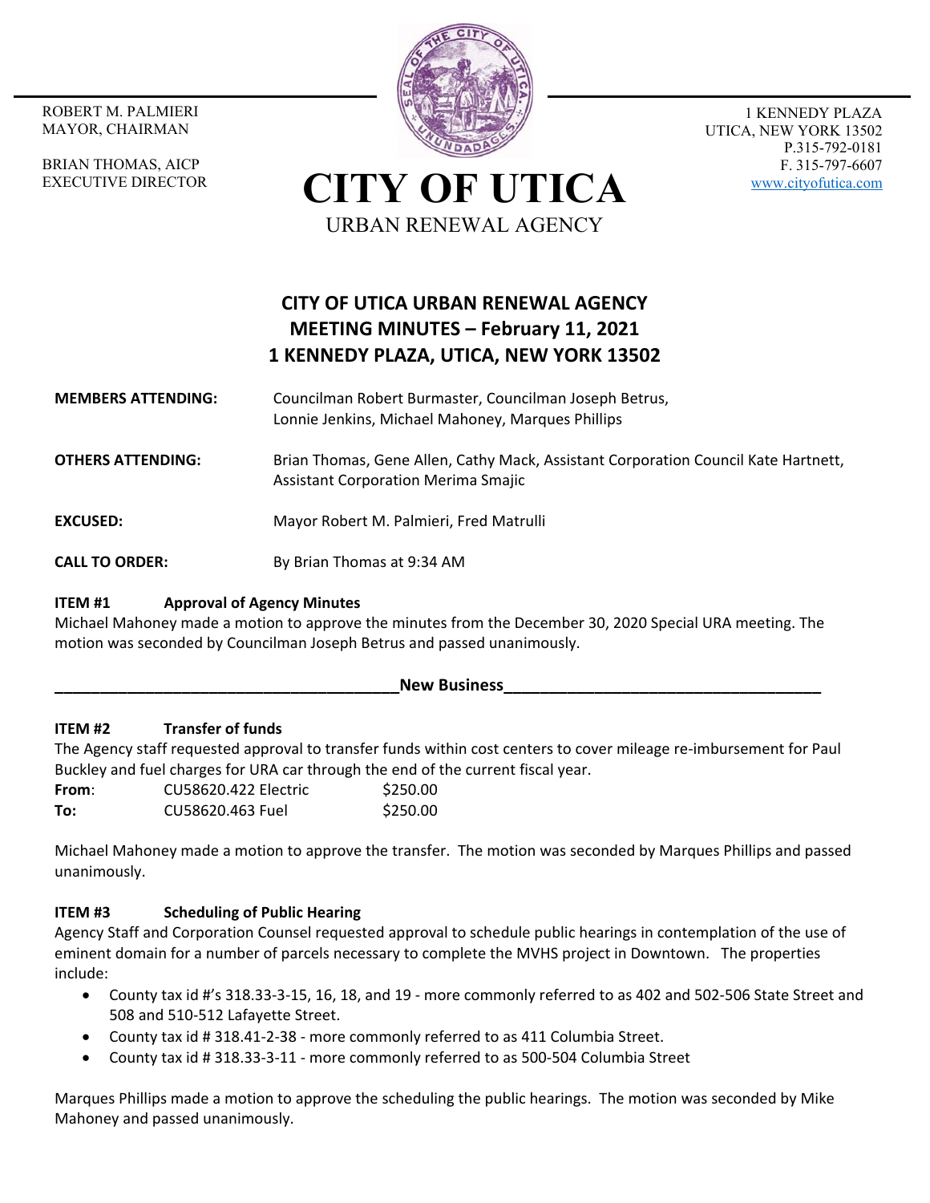ROBERT M. PALMIERI
MAYOR, CHAIRMAN

BRIAN THOMAS, AICP
EXECUTIVE DIRECTOR

# CITY OF UTICA

URBAN RENEWAL AGENCY

1 KENNEDY PLAZA
UTICA, NEW YORK 13502
P.315-792-0181
F. 315-797-6607
www.cityofutica.com

## CITY OF UTICA URBAN RENEWAL AGENCY
## MEETING MINUTES – February 11, 2021
## 1 KENNEDY PLAZA, UTICA, NEW YORK 13502

**MEMBERS ATTENDING:** Councilman Robert Burmaster, Councilman Joseph Betrus, Lonnie Jenkins, Michael Mahoney, Marques Phillips

**OTHERS ATTENDING:** Brian Thomas, Gene Allen, Cathy Mack, Assistant Corporation Council Kate Hartnett, Assistant Corporation Merima Smajic

**EXCUSED:** Mayor Robert M. Palmieri, Fred Matrulli

**CALL TO ORDER:** By Brian Thomas at 9:34 AM

**ITEM #1 Approval of Agency Minutes**

Michael Mahoney made a motion to approve the minutes from the December 30, 2020 Special URA meeting. The motion was seconded by Councilman Joseph Betrus and passed unanimously.

**New Business**

**ITEM #2 Transfer of funds**

The Agency staff requested approval to transfer funds within cost centers to cover mileage re-imbursement for Paul Buckley and fuel charges for URA car through the end of the current fiscal year.

| | | |
|---|---|---|
| **From**: | CU58620.422 Electric | $250.00 |
| **To:** | CU58620.463 Fuel | $250.00 |

Michael Mahoney made a motion to approve the transfer. The motion was seconded by Marques Phillips and passed unanimously.

**ITEM #3 Scheduling of Public Hearing**

Agency Staff and Corporation Counsel requested approval to schedule public hearings in contemplation of the use of eminent domain for a number of parcels necessary to complete the MVHS project in Downtown. The properties include:

- County tax id #'s 318.33-3-15, 16, 18, and 19 - more commonly referred to as 402 and 502-506 State Street and 508 and 510-512 Lafayette Street.
- County tax id # 318.41-2-38 - more commonly referred to as 411 Columbia Street.
- County tax id # 318.33-3-11 - more commonly referred to as 500-504 Columbia Street

Marques Phillips made a motion to approve the scheduling the public hearings. The motion was seconded by Mike Mahoney and passed unanimously.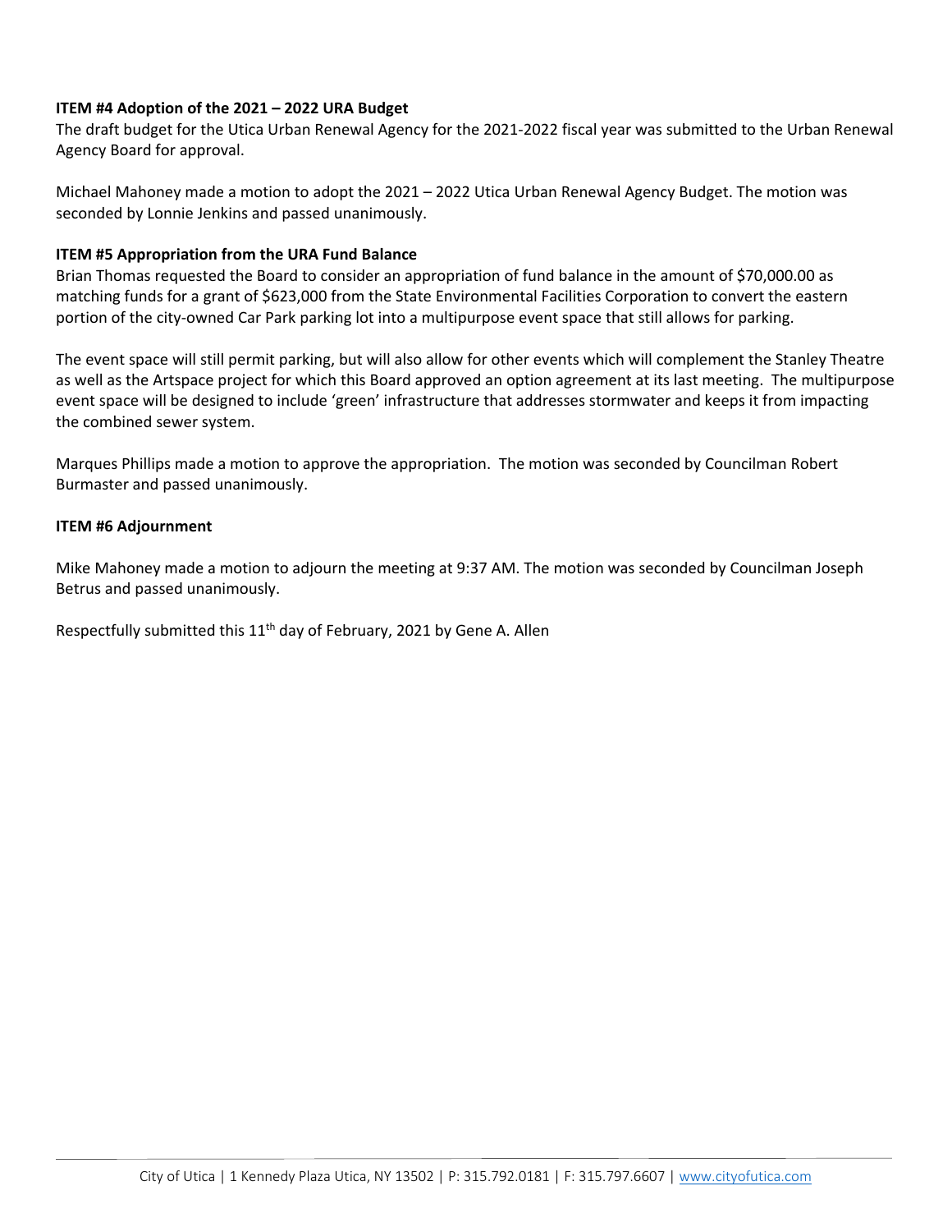**ITEM #4 Adoption of the 2021 – 2022 URA Budget**

The draft budget for the Utica Urban Renewal Agency for the 2021-2022 fiscal year was submitted to the Urban Renewal Agency Board for approval.

Michael Mahoney made a motion to adopt the 2021 – 2022 Utica Urban Renewal Agency Budget. The motion was seconded by Lonnie Jenkins and passed unanimously.

**ITEM #5 Appropriation from the URA Fund Balance**

Brian Thomas requested the Board to consider an appropriation of fund balance in the amount of $70,000.00 as matching funds for a grant of $623,000 from the State Environmental Facilities Corporation to convert the eastern portion of the city-owned Car Park parking lot into a multipurpose event space that still allows for parking.

The event space will still permit parking, but will also allow for other events which will complement the Stanley Theatre as well as the Artspace project for which this Board approved an option agreement at its last meeting. The multipurpose event space will be designed to include 'green' infrastructure that addresses stormwater and keeps it from impacting the combined sewer system.

Marques Phillips made a motion to approve the appropriation. The motion was seconded by Councilman Robert Burmaster and passed unanimously.

**ITEM #6 Adjournment**

Mike Mahoney made a motion to adjourn the meeting at 9:37 AM. The motion was seconded by Councilman Joseph Betrus and passed unanimously.

Respectfully submitted this 11th day of February, 2021 by Gene A. Allen